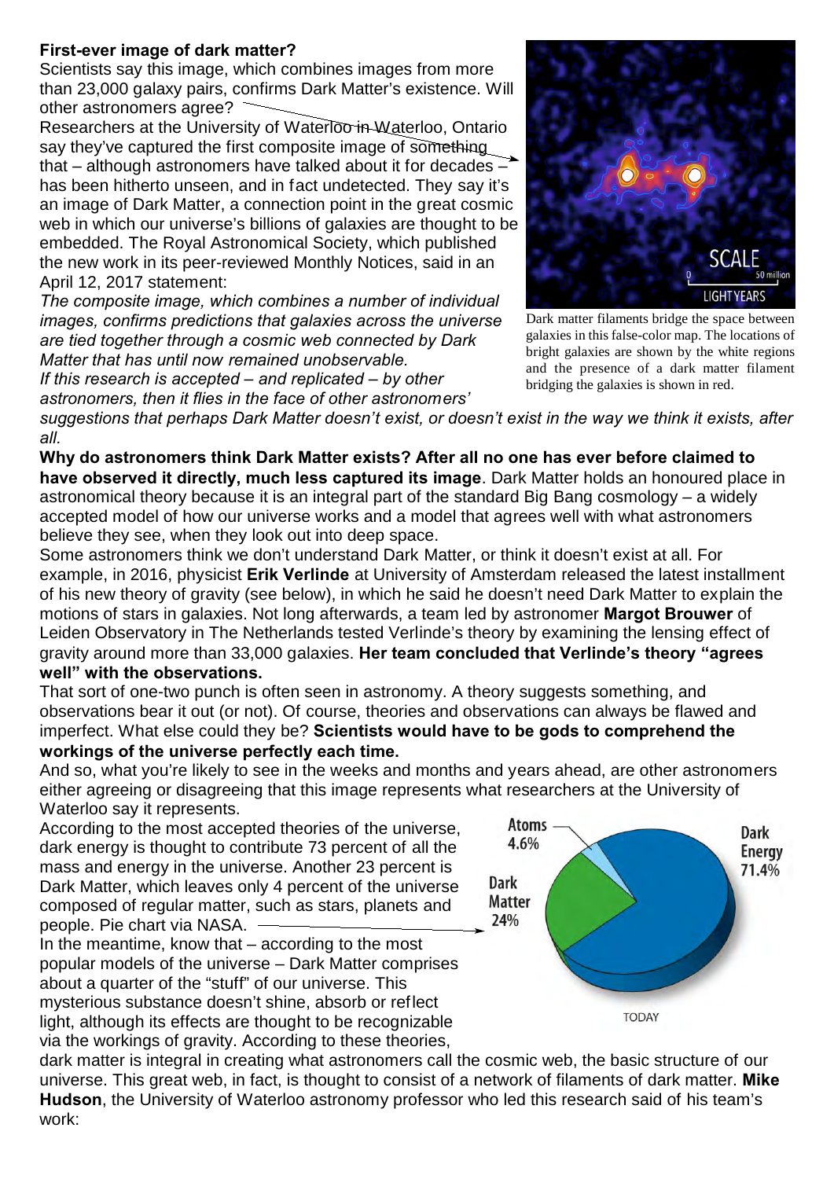**First-ever image of dark matter?**

Scientists say this image, which combines images from more than 23,000 galaxy pairs, confirms Dark Matter's existence. Will other astronomers agree?

Researchers at the University of Waterloo in Waterloo, Ontario say they've captured the first composite image of something that – although astronomers have talked about it for decades – has been hitherto unseen, and in fact undetected. They say it's an image of Dark Matter, a connection point in the great cosmic web in which our universe's billions of galaxies are thought to be embedded. The Royal Astronomical Society, which published the new work in its peer-reviewed Monthly Notices, said in an April 12, 2017 statement:

*The composite image, which combines a number of individual images, confirms predictions that galaxies across the universe are tied together through a cosmic web connected by Dark Matter that has until now remained unobservable.*

*If this research is accepted – and replicated – by other astronomers, then it flies in the face of other astronomers' suggestions that perhaps Dark Matter doesn't exist, or doesn't exist in the way we think it exists, after all.*

Dark matter filaments bridge the space between galaxies in this false-color map. The locations of bright galaxies are shown by the white regions and the presence of a dark matter filament bridging the galaxies is shown in red.

**Why do astronomers think Dark Matter exists? After all no one has ever before claimed to have observed it directly, much less captured its image**. Dark Matter holds an honoured place in astronomical theory because it is an integral part of the standard Big Bang cosmology – a widely accepted model of how our universe works and a model that agrees well with what astronomers believe they see, when they look out into deep space.

Some astronomers think we don't understand Dark Matter, or think it doesn't exist at all. For example, in 2016, physicist **Erik Verlinde** at University of Amsterdam released the latest installment of his new theory of gravity (see below), in which he said he doesn't need Dark Matter to explain the motions of stars in galaxies. Not long afterwards, a team led by astronomer **Margot Brouwer** of Leiden Observatory in The Netherlands tested Verlinde's theory by examining the lensing effect of gravity around more than 33,000 galaxies. **Her team concluded that Verlinde's theory "agrees well" with the observations.**

That sort of one-two punch is often seen in astronomy. A theory suggests something, and observations bear it out (or not). Of course, theories and observations can always be flawed and imperfect. What else could they be? **Scientists would have to be gods to comprehend the workings of the universe perfectly each time.**

And so, what you're likely to see in the weeks and months and years ahead, are other astronomers either agreeing or disagreeing that this image represents what researchers at the University of Waterloo say it represents.

According to the most accepted theories of the universe, dark energy is thought to contribute 73 percent of all the mass and energy in the universe. Another 23 percent is Dark Matter, which leaves only 4 percent of the universe composed of regular matter, such as stars, planets and people. Pie chart via NASA.

In the meantime, know that – according to the most popular models of the universe – Dark Matter comprises about a quarter of the "stuff" of our universe. This mysterious substance doesn't shine, absorb or reflect light, although its effects are thought to be recognizable via the workings of gravity. According to these theories, dark matter is integral in creating what astronomers call the cosmic web, the basic structure of our universe. This great web, in fact, is thought to consist of a network of filaments of dark matter. **Mike Hudson**, the University of Waterloo astronomy professor who led this research said of his team's work: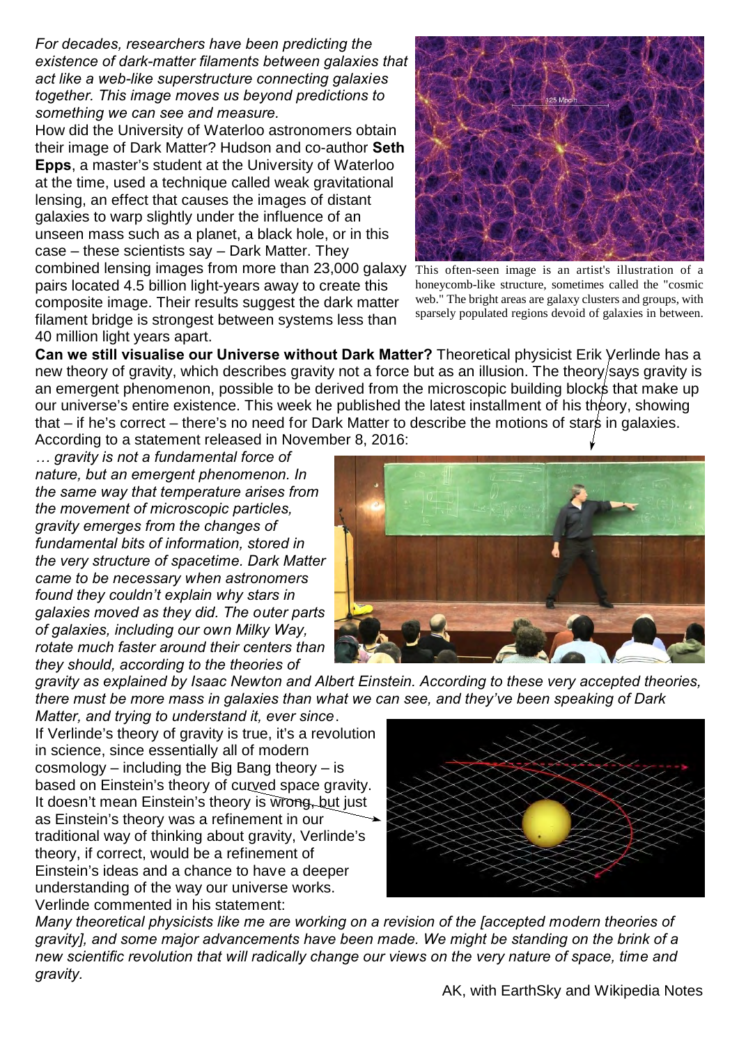*For decades, researchers have been predicting the existence of dark-matter filaments between galaxies that act like a web-like superstructure connecting galaxies together. This image moves us beyond predictions to something we can see and measure.*

How did the University of Waterloo astronomers obtain their image of Dark Matter? Hudson and co-author **Seth Epps**, a master's student at the University of Waterloo at the time, used a technique called weak gravitational lensing, an effect that causes the images of distant galaxies to warp slightly under the influence of an unseen mass such as a planet, a black hole, or in this case – these scientists say – Dark Matter. They combined lensing images from more than 23,000 galaxy pairs located 4.5 billion light-years away to create this composite image. Their results suggest the dark matter filament bridge is strongest between systems less than 40 million light years apart.

This often-seen image is an artist's illustration of a honeycomb-like structure, sometimes called the "cosmic web." The bright areas are galaxy clusters and groups, with sparsely populated regions devoid of galaxies in between.

**Can we still visualise our Universe without Dark Matter?** Theoretical physicist Erik Verlinde has a new theory of gravity, which describes gravity not a force but as an illusion. The theory says gravity is an emergent phenomenon, possible to be derived from the microscopic building blocks that make up our universe's entire existence. This week he published the latest installment of his theory, showing that – if he's correct – there's no need for Dark Matter to describe the motions of stars in galaxies. According to a statement released in November 8, 2016:

*… gravity is not a fundamental force of nature, but an emergent phenomenon. In the same way that temperature arises from the movement of microscopic particles, gravity emerges from the changes of fundamental bits of information, stored in the very structure of spacetime. Dark Matter came to be necessary when astronomers found they couldn't explain why stars in galaxies moved as they did. The outer parts of galaxies, including our own Milky Way, rotate much faster around their centers than they should, according to the theories of gravity as explained by Isaac Newton and Albert Einstein. According to these very accepted theories, there must be more mass in galaxies than what we can see, and they've been speaking of Dark Matter, and trying to understand it, ever since.*

If Verlinde's theory of gravity is true, it's a revolution in science, since essentially all of modern cosmology – including the Big Bang theory – is based on Einstein's theory of curved space gravity. It doesn't mean Einstein's theory is wrong, but just as Einstein's theory was a refinement in our traditional way of thinking about gravity, Verlinde's theory, if correct, would be a refinement of Einstein's ideas and a chance to have a deeper understanding of the way our universe works. Verlinde commented in his statement:

*Many theoretical physicists like me are working on a revision of the [accepted modern theories of gravity], and some major advancements have been made. We might be standing on the brink of a new scientific revolution that will radically change our views on the very nature of space, time and gravity.*

AK, with EarthSky and Wikipedia Notes